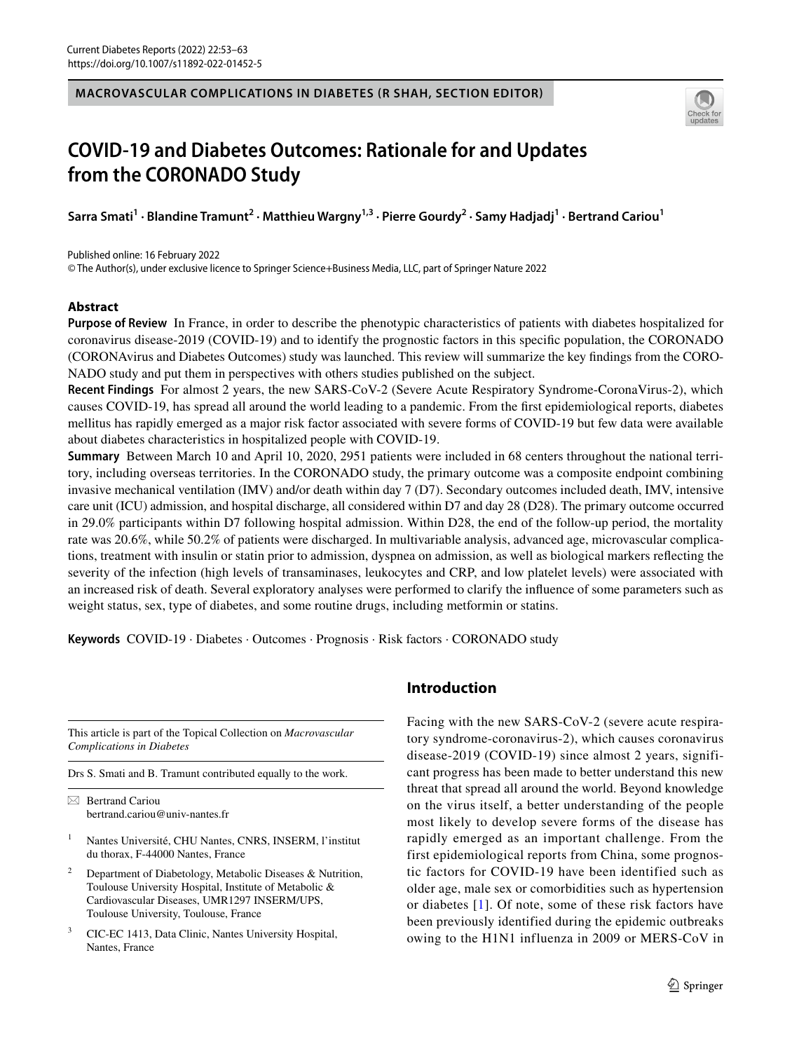MACROVASCULAR COMPLICATIONS IN DIABETES (R SHAH, SECTION EDITOR)

# COVID-19 and Diabetes Outcomes: Rationale for and Updates from the CORONADO Study

**Sarra Smati[1] · Blandine Tramunt[2] · Matthieu Wargny[1,3] · Pierre Gourdy[2] · Samy Hadjadj[1] · Bertrand Cariou[1]**

Published online: 16 February 2022
© The Author(s), under exclusive licence to Springer Science+Business Media, LLC, part of Springer Nature 2022

## Abstract

**Purpose of Review** In France, in order to describe the phenotypic characteristics of patients with diabetes hospitalized for coronavirus disease-2019 (COVID-19) and to identify the prognostic factors in this specific population, the CORONADO (CORONAvirus and Diabetes Outcomes) study was launched. This review will summarize the key findings from the CORONADO study and put them in perspectives with others studies published on the subject.

**Recent Findings** For almost 2 years, the new SARS-CoV-2 (Severe Acute Respiratory Syndrome-CoronaVirus-2), which causes COVID-19, has spread all around the world leading to a pandemic. From the first epidemiological reports, diabetes mellitus has rapidly emerged as a major risk factor associated with severe forms of COVID-19 but few data were available about diabetes characteristics in hospitalized people with COVID-19.

**Summary** Between March 10 and April 10, 2020, 2951 patients were included in 68 centers throughout the national territory, including overseas territories. In the CORONADO study, the primary outcome was a composite endpoint combining invasive mechanical ventilation (IMV) and/or death within day 7 (D7). Secondary outcomes included death, IMV, intensive care unit (ICU) admission, and hospital discharge, all considered within D7 and day 28 (D28). The primary outcome occurred in 29.0% participants within D7 following hospital admission. Within D28, the end of the follow-up period, the mortality rate was 20.6%, while 50.2% of patients were discharged. In multivariable analysis, advanced age, microvascular complications, treatment with insulin or statin prior to admission, dyspnea on admission, as well as biological markers reflecting the severity of the infection (high levels of transaminases, leukocytes and CRP, and low platelet levels) were associated with an increased risk of death. Several exploratory analyses were performed to clarify the influence of some parameters such as weight status, sex, type of diabetes, and some routine drugs, including metformin or statins.

**Keywords** COVID-19 · Diabetes · Outcomes · Prognosis · Risk factors · CORONADO study

This article is part of the Topical Collection on *Macrovascular Complications in Diabetes*

Drs S. Smati and B. Tramunt contributed equally to the work.

✉ Bertrand Cariou
bertrand.cariou@univ-nantes.fr

[1] Nantes Université, CHU Nantes, CNRS, INSERM, l'institut du thorax, F-44000 Nantes, France

[2] Department of Diabetology, Metabolic Diseases & Nutrition, Toulouse University Hospital, Institute of Metabolic & Cardiovascular Diseases, UMR1297 INSERM/UPS, Toulouse University, Toulouse, France

[3] CIC-EC 1413, Data Clinic, Nantes University Hospital, Nantes, France

## Introduction

Facing with the new SARS-CoV-2 (severe acute respiratory syndrome-coronavirus-2), which causes coronavirus disease-2019 (COVID-19) since almost 2 years, significant progress has been made to better understand this new threat that spread all around the world. Beyond knowledge on the virus itself, a better understanding of the people most likely to develop severe forms of the disease has rapidly emerged as an important challenge. From the first epidemiological reports from China, some prognostic factors for COVID-19 have been identified such as older age, male sex or comorbidities such as hypertension or diabetes [1]. Of note, some of these risk factors have been previously identified during the epidemic outbreaks owing to the H1N1 influenza in 2009 or MERS-CoV in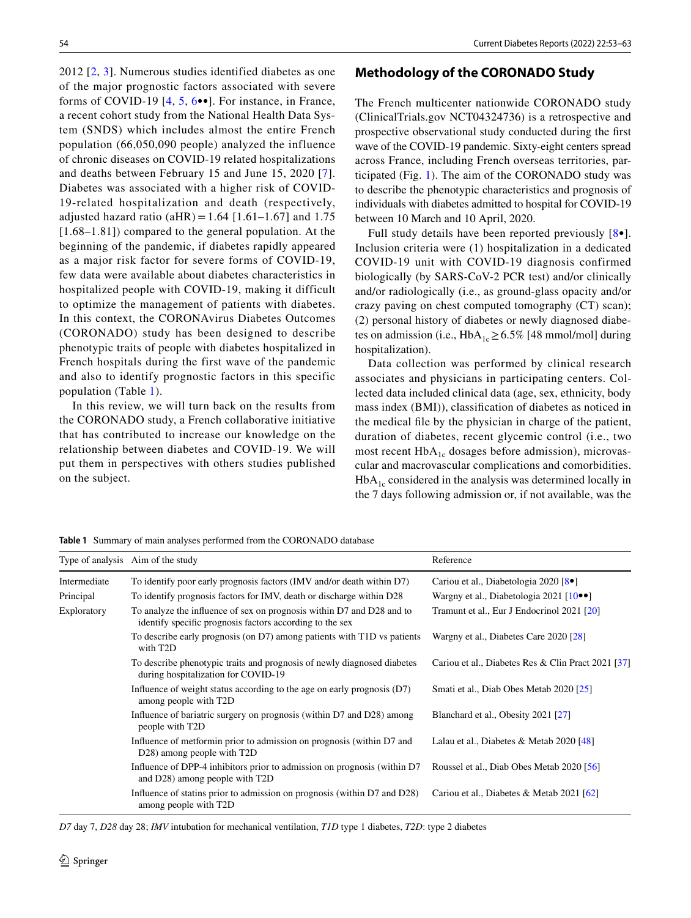2012 [2, 3]. Numerous studies identified diabetes as one of the major prognostic factors associated with severe forms of COVID-19 [4, 5, 6••]. For instance, in France, a recent cohort study from the National Health Data System (SNDS) which includes almost the entire French population (66,050,090 people) analyzed the influence of chronic diseases on COVID-19 related hospitalizations and deaths between February 15 and June 15, 2020 [7]. Diabetes was associated with a higher risk of COVID-19-related hospitalization and death (respectively, adjusted hazard ratio (aHR) = 1.64 [1.61–1.67] and 1.75 [1.68–1.81]) compared to the general population. At the beginning of the pandemic, if diabetes rapidly appeared as a major risk factor for severe forms of COVID-19, few data were available about diabetes characteristics in hospitalized people with COVID-19, making it difficult to optimize the management of patients with diabetes. In this context, the CORONAvirus Diabetes Outcomes (CORONADO) study has been designed to describe phenotypic traits of people with diabetes hospitalized in French hospitals during the first wave of the pandemic and also to identify prognostic factors in this specific population (Table 1).

In this review, we will turn back on the results from the CORONADO study, a French collaborative initiative that has contributed to increase our knowledge on the relationship between diabetes and COVID-19. We will put them in perspectives with others studies published on the subject.

## Methodology of the CORONADO Study

The French multicenter nationwide CORONADO study (ClinicalTrials.gov NCT04324736) is a retrospective and prospective observational study conducted during the first wave of the COVID-19 pandemic. Sixty-eight centers spread across France, including French overseas territories, participated (Fig. 1). The aim of the CORONADO study was to describe the phenotypic characteristics and prognosis of individuals with diabetes admitted to hospital for COVID-19 between 10 March and 10 April, 2020.

Full study details have been reported previously [8•]. Inclusion criteria were (1) hospitalization in a dedicated COVID-19 unit with COVID-19 diagnosis confirmed biologically (by SARS-CoV-2 PCR test) and/or clinically and/or radiologically (i.e., as ground-glass opacity and/or crazy paving on chest computed tomography (CT) scan); (2) personal history of diabetes or newly diagnosed diabetes on admission (i.e., $HbA_{1c} \geq 6.5\%$ [48 mmol/mol] during hospitalization).

Data collection was performed by clinical research associates and physicians in participating centers. Collected data included clinical data (age, sex, ethnicity, body mass index (BMI)), classification of diabetes as noticed in the medical file by the physician in charge of the patient, duration of diabetes, recent glycemic control (i.e., two most recent $HbA_{1c}$ dosages before admission), microvascular and macrovascular complications and comorbidities. $HbA_{1c}$ considered in the analysis was determined locally in the 7 days following admission or, if not available, was the

**Table 1** Summary of main analyses performed from the CORONADO database

| Type of analysis | Aim of the study | Reference |
|---|---|---|
| Intermediate | To identify poor early prognosis factors (IMV and/or death within D7) | Cariou et al., Diabetologia 2020 [8•] |
| Principal | To identify prognosis factors for IMV, death or discharge within D28 | Wargny et al., Diabetologia 2021 [10••] |
| Exploratory | To analyze the influence of sex on prognosis within D7 and D28 and to identify specific prognosis factors according to the sex | Tramunt et al., Eur J Endocrinol 2021 [20] |
| | To describe early prognosis (on D7) among patients with T1D vs patients with T2D | Wargny et al., Diabetes Care 2020 [28] |
| | To describe phenotypic traits and prognosis of newly diagnosed diabetes during hospitalization for COVID-19 | Cariou et al., Diabetes Res & Clin Pract 2021 [37] |
| | Influence of weight status according to the age on early prognosis (D7) among people with T2D | Smati et al., Diab Obes Metab 2020 [25] |
| | Influence of bariatric surgery on prognosis (within D7 and D28) among people with T2D | Blanchard et al., Obesity 2021 [27] |
| | Influence of metformin prior to admission on prognosis (within D7 and D28) among people with T2D | Lalau et al., Diabetes & Metab 2020 [48] |
| | Influence of DPP-4 inhibitors prior to admission on prognosis (within D7 and D28) among people with T2D | Roussel et al., Diab Obes Metab 2020 [56] |
| | Influence of statins prior to admission on prognosis (within D7 and D28) among people with T2D | Cariou et al., Diabetes & Metab 2021 [62] |

*D7* day 7, *D28* day 28; *IMV* intubation for mechanical ventilation, *T1D* type 1 diabetes, *T2D*: type 2 diabetes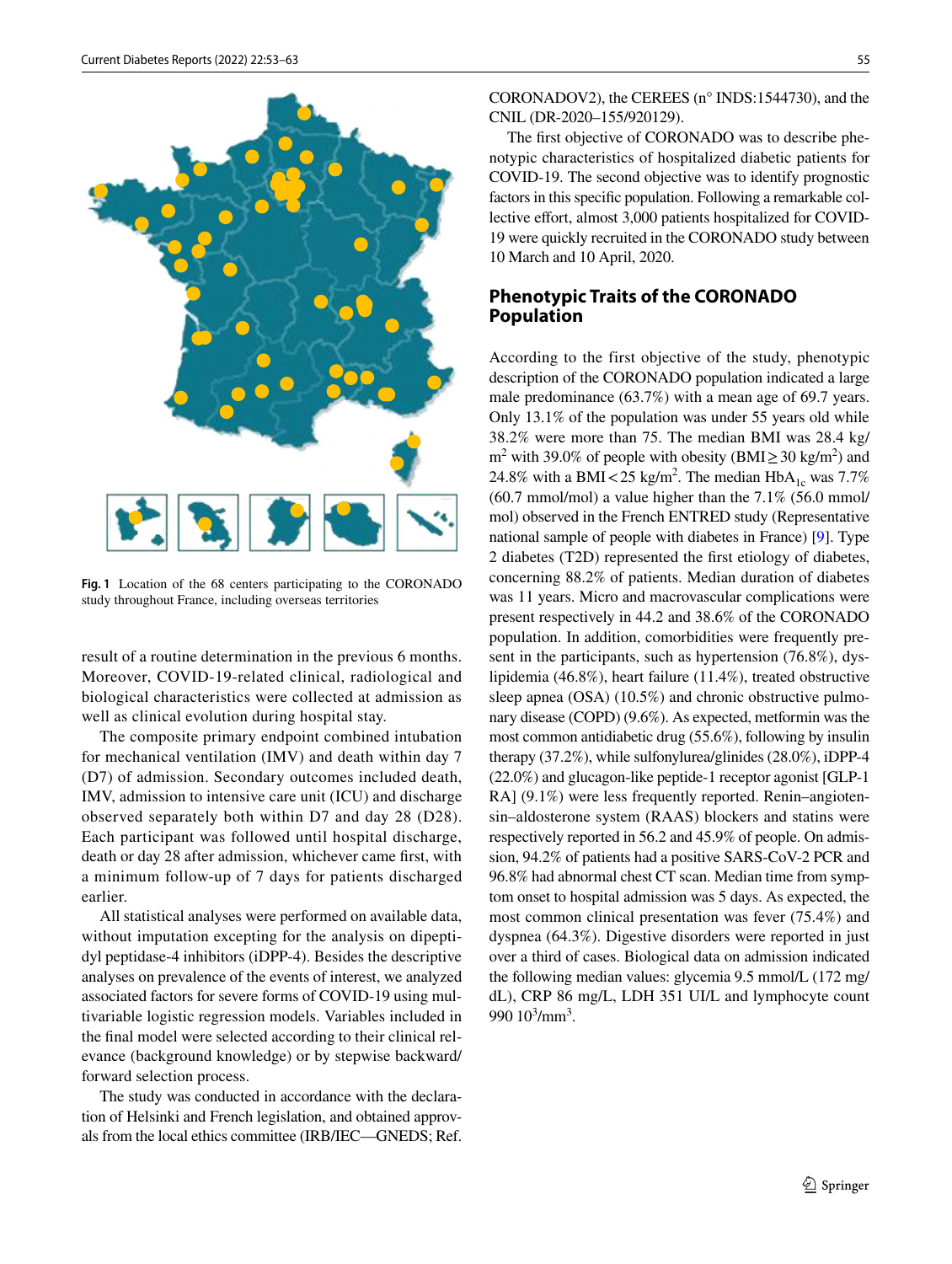Fig. 1 Location of the 68 centers participating to the CORONADO study throughout France, including overseas territories

result of a routine determination in the previous 6 months. Moreover, COVID-19-related clinical, radiological and biological characteristics were collected at admission as well as clinical evolution during hospital stay.

The composite primary endpoint combined intubation for mechanical ventilation (IMV) and death within day 7 (D7) of admission. Secondary outcomes included death, IMV, admission to intensive care unit (ICU) and discharge observed separately both within D7 and day 28 (D28). Each participant was followed until hospital discharge, death or day 28 after admission, whichever came first, with a minimum follow-up of 7 days for patients discharged earlier.

All statistical analyses were performed on available data, without imputation excepting for the analysis on dipeptidyl peptidase-4 inhibitors (iDPP-4). Besides the descriptive analyses on prevalence of the events of interest, we analyzed associated factors for severe forms of COVID-19 using multivariable logistic regression models. Variables included in the final model were selected according to their clinical relevance (background knowledge) or by stepwise backward/forward selection process.

The study was conducted in accordance with the declaration of Helsinki and French legislation, and obtained approvals from the local ethics committee (IRB/IEC—GNEDS; Ref. CORONADOV2), the CEREES (n° INDS:1544730), and the CNIL (DR-2020–155/920129).

The first objective of CORONADO was to describe phenotypic characteristics of hospitalized diabetic patients for COVID-19. The second objective was to identify prognostic factors in this specific population. Following a remarkable collective effort, almost 3,000 patients hospitalized for COVID-19 were quickly recruited in the CORONADO study between 10 March and 10 April, 2020.

## Phenotypic Traits of the CORONADO Population

According to the first objective of the study, phenotypic description of the CORONADO population indicated a large male predominance (63.7%) with a mean age of 69.7 years. Only 13.1% of the population was under 55 years old while 38.2% were more than 75. The median BMI was 28.4 kg/m$^2$ with 39.0% of people with obesity (BMI ≥ 30 kg/m$^2$) and 24.8% with a BMI < 25 kg/m$^2$. The median HbA$_{1c}$ was 7.7% (60.7 mmol/mol) a value higher than the 7.1% (56.0 mmol/mol) observed in the French ENTRED study (Representative national sample of people with diabetes in France) [9]. Type 2 diabetes (T2D) represented the first etiology of diabetes, concerning 88.2% of patients. Median duration of diabetes was 11 years. Micro and macrovascular complications were present respectively in 44.2 and 38.6% of the CORONADO population. In addition, comorbidities were frequently present in the participants, such as hypertension (76.8%), dyslipidemia (46.8%), heart failure (11.4%), treated obstructive sleep apnea (OSA) (10.5%) and chronic obstructive pulmonary disease (COPD) (9.6%). As expected, metformin was the most common antidiabetic drug (55.6%), following by insulin therapy (37.2%), while sulfonylurea/glinides (28.0%), iDPP-4 (22.0%) and glucagon-like peptide-1 receptor agonist [GLP-1 RA] (9.1%) were less frequently reported. Renin–angiotensin–aldosterone system (RAAS) blockers and statins were respectively reported in 56.2 and 45.9% of people. On admission, 94.2% of patients had a positive SARS-CoV-2 PCR and 96.8% had abnormal chest CT scan. Median time from symptom onset to hospital admission was 5 days. As expected, the most common clinical presentation was fever (75.4%) and dyspnea (64.3%). Digestive disorders were reported in just over a third of cases. Biological data on admission indicated the following median values: glycemia 9.5 mmol/L (172 mg/dL), CRP 86 mg/L, LDH 351 UI/L and lymphocyte count 990 10$^3$/mm$^3$.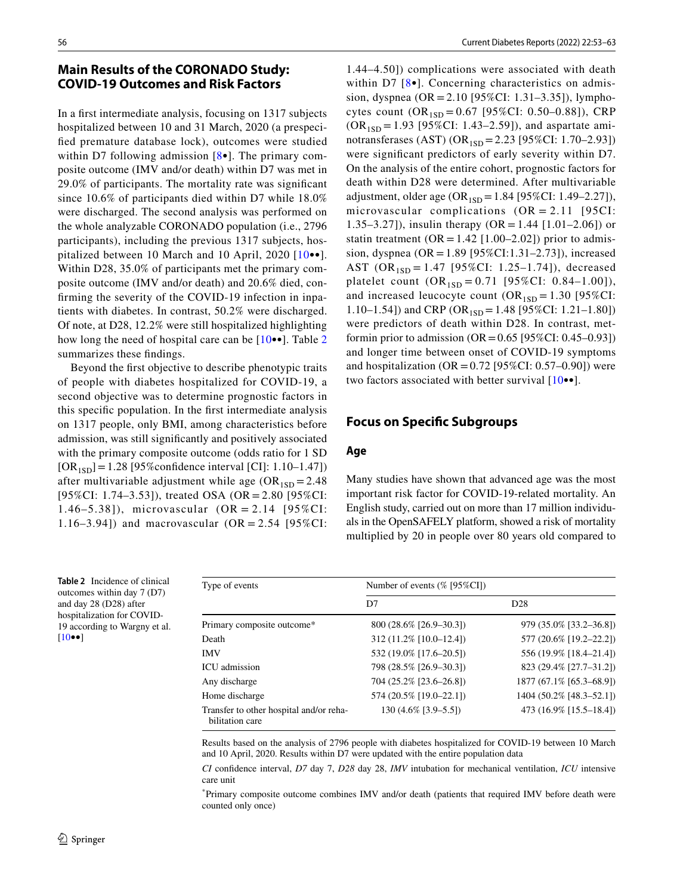## Main Results of the CORONADO Study: COVID-19 Outcomes and Risk Factors

In a first intermediate analysis, focusing on 1317 subjects hospitalized between 10 and 31 March, 2020 (a prespecified premature database lock), outcomes were studied within D7 following admission [8•]. The primary composite outcome (IMV and/or death) within D7 was met in 29.0% of participants. The mortality rate was significant since 10.6% of participants died within D7 while 18.0% were discharged. The second analysis was performed on the whole analyzable CORONADO population (i.e., 2796 participants), including the previous 1317 subjects, hospitalized between 10 March and 10 April, 2020 [10••]. Within D28, 35.0% of participants met the primary composite outcome (IMV and/or death) and 20.6% died, confirming the severity of the COVID-19 infection in inpatients with diabetes. In contrast, 50.2% were discharged. Of note, at D28, 12.2% were still hospitalized highlighting how long the need of hospital care can be [10••]. Table 2 summarizes these findings.

Beyond the first objective to describe phenotypic traits of people with diabetes hospitalized for COVID-19, a second objective was to determine prognostic factors in this specific population. In the first intermediate analysis on 1317 people, only BMI, among characteristics before admission, was still significantly and positively associated with the primary composite outcome (odds ratio for 1 SD $[OR_{1SD}] = 1.28$ [95%confidence interval [CI]: 1.10–1.47]) after multivariable adjustment while age ($OR_{1SD} = 2.48$ [95%CI: 1.74–3.53]), treated OSA (OR = 2.80 [95%CI: 1.46–5.38]), microvascular (OR = 2.14 [95%CI: 1.16–3.94]) and macrovascular (OR = 2.54 [95%CI: 1.44–4.50]) complications were associated with death within D7 [8•]. Concerning characteristics on admission, dyspnea (OR = 2.10 [95%CI: 1.31–3.35]), lymphocytes count ($OR_{1SD} = 0.67$ [95%CI: 0.50–0.88]), CRP ($OR_{1SD} = 1.93$ [95%CI: 1.43–2.59]), and aspartate aminotransferases (AST) ($OR_{1SD} = 2.23$ [95%CI: 1.70–2.93]) were significant predictors of early severity within D7. On the analysis of the entire cohort, prognostic factors for death within D28 were determined. After multivariable adjustment, older age ($OR_{1SD} = 1.84$ [95%CI: 1.49–2.27]), microvascular complications (OR = 2.11 [95CI: 1.35–3.27]), insulin therapy (OR = 1.44 [1.01–2.06]) or statin treatment (OR = 1.42 [1.00–2.02]) prior to admission, dyspnea (OR = 1.89 [95%CI:1.31–2.73]), increased AST ($OR_{1SD} = 1.47$ [95%CI: 1.25–1.74]), decreased platelet count ($OR_{1SD} = 0.71$ [95%CI: 0.84–1.00]), and increased leucocyte count ($OR_{1SD} = 1.30$ [95%CI: 1.10–1.54]) and CRP ($OR_{1SD} = 1.48$ [95%CI: 1.21–1.80]) were predictors of death within D28. In contrast, metformin prior to admission (OR = 0.65 [95%CI: 0.45–0.93]) and longer time between onset of COVID-19 symptoms and hospitalization (OR = 0.72 [95%CI: 0.57–0.90]) were two factors associated with better survival [10••].

## Focus on Specific Subgroups

### Age

Many studies have shown that advanced age was the most important risk factor for COVID-19-related mortality. An English study, carried out on more than 17 million individuals in the OpenSAFELY platform, showed a risk of mortality multiplied by 20 in people over 80 years old compared to

**Table 2** Incidence of clinical outcomes within day 7 (D7) and day 28 (D28) after hospitalization for COVID-19 according to Wargny et al. [10••]

| Type of events | Number of events (% [95%CI]) | |
|---|---|---|
| | D7 | D28 |
| Primary composite outcome* | 800 (28.6% [26.9–30.3]) | 979 (35.0% [33.2–36.8]) |
| Death | 312 (11.2% [10.0–12.4]) | 577 (20.6% [19.2–22.2]) |
| IMV | 532 (19.0% [17.6–20.5]) | 556 (19.9% [18.4–21.4]) |
| ICU admission | 798 (28.5% [26.9–30.3]) | 823 (29.4% [27.7–31.2]) |
| Any discharge | 704 (25.2% [23.6–26.8]) | 1877 (67.1% [65.3–68.9]) |
| Home discharge | 574 (20.5% [19.0–22.1]) | 1404 (50.2% [48.3–52.1]) |
| Transfer to other hospital and/or rehabilitation care | 130 (4.6% [3.9–5.5]) | 473 (16.9% [15.5–18.4]) |

Results based on the analysis of 2796 people with diabetes hospitalized for COVID-19 between 10 March and 10 April, 2020. Results within D7 were updated with the entire population data

*CI* confidence interval, *D7* day 7, *D28* day 28, *IMV* intubation for mechanical ventilation, *ICU* intensive care unit

*Primary composite outcome combines IMV and/or death (patients that required IMV before death were counted only once)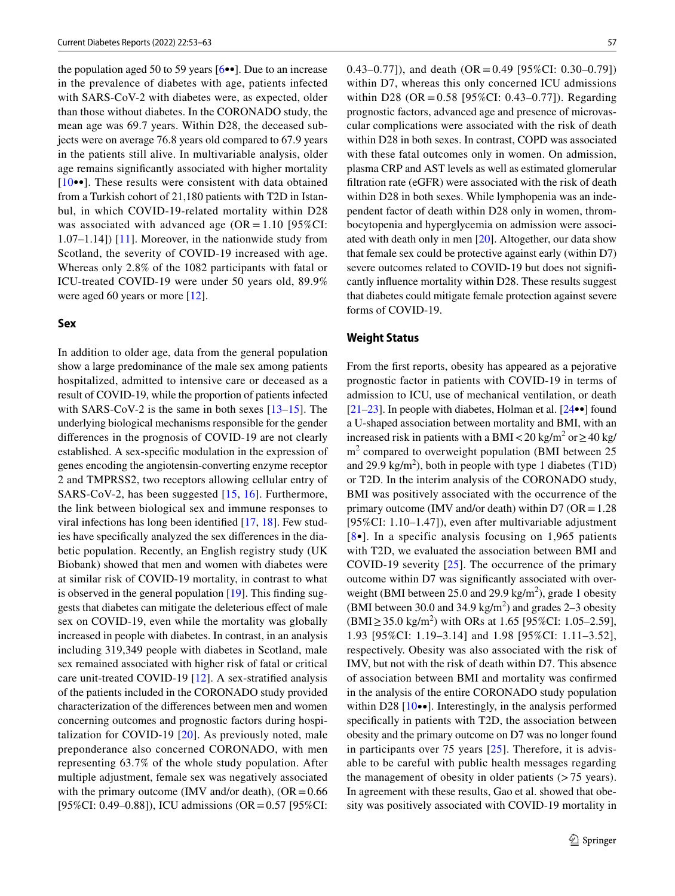the population aged 50 to 59 years [6••]. Due to an increase in the prevalence of diabetes with age, patients infected with SARS-CoV-2 with diabetes were, as expected, older than those without diabetes. In the CORONADO study, the mean age was 69.7 years. Within D28, the deceased subjects were on average 76.8 years old compared to 67.9 years in the patients still alive. In multivariable analysis, older age remains significantly associated with higher mortality [10••]. These results were consistent with data obtained from a Turkish cohort of 21,180 patients with T2D in Istanbul, in which COVID-19-related mortality within D28 was associated with advanced age (OR = 1.10 [95%CI: 1.07–1.14]) [11]. Moreover, in the nationwide study from Scotland, the severity of COVID-19 increased with age. Whereas only 2.8% of the 1082 participants with fatal or ICU-treated COVID-19 were under 50 years old, 89.9% were aged 60 years or more [12].

### Sex

In addition to older age, data from the general population show a large predominance of the male sex among patients hospitalized, admitted to intensive care or deceased as a result of COVID-19, while the proportion of patients infected with SARS-CoV-2 is the same in both sexes [13–15]. The underlying biological mechanisms responsible for the gender differences in the prognosis of COVID-19 are not clearly established. A sex-specific modulation in the expression of genes encoding the angiotensin-converting enzyme receptor 2 and TMPRSS2, two receptors allowing cellular entry of SARS-CoV-2, has been suggested [15, 16]. Furthermore, the link between biological sex and immune responses to viral infections has long been identified [17, 18]. Few studies have specifically analyzed the sex differences in the diabetic population. Recently, an English registry study (UK Biobank) showed that men and women with diabetes were at similar risk of COVID-19 mortality, in contrast to what is observed in the general population [19]. This finding suggests that diabetes can mitigate the deleterious effect of male sex on COVID-19, even while the mortality was globally increased in people with diabetes. In contrast, in an analysis including 319,349 people with diabetes in Scotland, male sex remained associated with higher risk of fatal or critical care unit-treated COVID-19 [12]. A sex-stratified analysis of the patients included in the CORONADO study provided characterization of the differences between men and women concerning outcomes and prognostic factors during hospitalization for COVID-19 [20]. As previously noted, male preponderance also concerned CORONADO, with men representing 63.7% of the whole study population. After multiple adjustment, female sex was negatively associated with the primary outcome (IMV and/or death), (OR = 0.66 [95%CI: 0.49–0.88]), ICU admissions (OR = 0.57 [95%CI: 0.43–0.77]), and death (OR = 0.49 [95%CI: 0.30–0.79]) within D7, whereas this only concerned ICU admissions within D28 (OR = 0.58 [95%CI: 0.43–0.77]). Regarding prognostic factors, advanced age and presence of microvascular complications were associated with the risk of death within D28 in both sexes. In contrast, COPD was associated with these fatal outcomes only in women. On admission, plasma CRP and AST levels as well as estimated glomerular filtration rate (eGFR) were associated with the risk of death within D28 in both sexes. While lymphopenia was an independent factor of death within D28 only in women, thrombocytopenia and hyperglycemia on admission were associated with death only in men [20]. Altogether, our data show that female sex could be protective against early (within D7) severe outcomes related to COVID-19 but does not significantly influence mortality within D28. These results suggest that diabetes could mitigate female protection against severe forms of COVID-19.

### Weight Status

From the first reports, obesity has appeared as a pejorative prognostic factor in patients with COVID-19 in terms of admission to ICU, use of mechanical ventilation, or death [21–23]. In people with diabetes, Holman et al. [24••] found a U-shaped association between mortality and BMI, with an increased risk in patients with a BMI < 20 kg/m$^2$ or ≥ 40 kg/m$^2$ compared to overweight population (BMI between 25 and 29.9 kg/m$^2$), both in people with type 1 diabetes (T1D) or T2D. In the interim analysis of the CORONADO study, BMI was positively associated with the occurrence of the primary outcome (IMV and/or death) within D7 (OR = 1.28 [95%CI: 1.10–1.47]), even after multivariable adjustment [8•]. In a specific analysis focusing on 1,965 patients with T2D, we evaluated the association between BMI and COVID-19 severity [25]. The occurrence of the primary outcome within D7 was significantly associated with overweight (BMI between 25.0 and 29.9 kg/m$^2$), grade 1 obesity (BMI between 30.0 and 34.9 kg/m$^2$) and grades 2–3 obesity (BMI ≥ 35.0 kg/m$^2$) with ORs at 1.65 [95%CI: 1.05–2.59], 1.93 [95%CI: 1.19–3.14] and 1.98 [95%CI: 1.11–3.52], respectively. Obesity was also associated with the risk of IMV, but not with the risk of death within D7. This absence of association between BMI and mortality was confirmed in the analysis of the entire CORONADO study population within D28 [10••]. Interestingly, in the analysis performed specifically in patients with T2D, the association between obesity and the primary outcome on D7 was no longer found in participants over 75 years [25]. Therefore, it is advisable to be careful with public health messages regarding the management of obesity in older patients (> 75 years). In agreement with these results, Gao et al. showed that obesity was positively associated with COVID-19 mortality in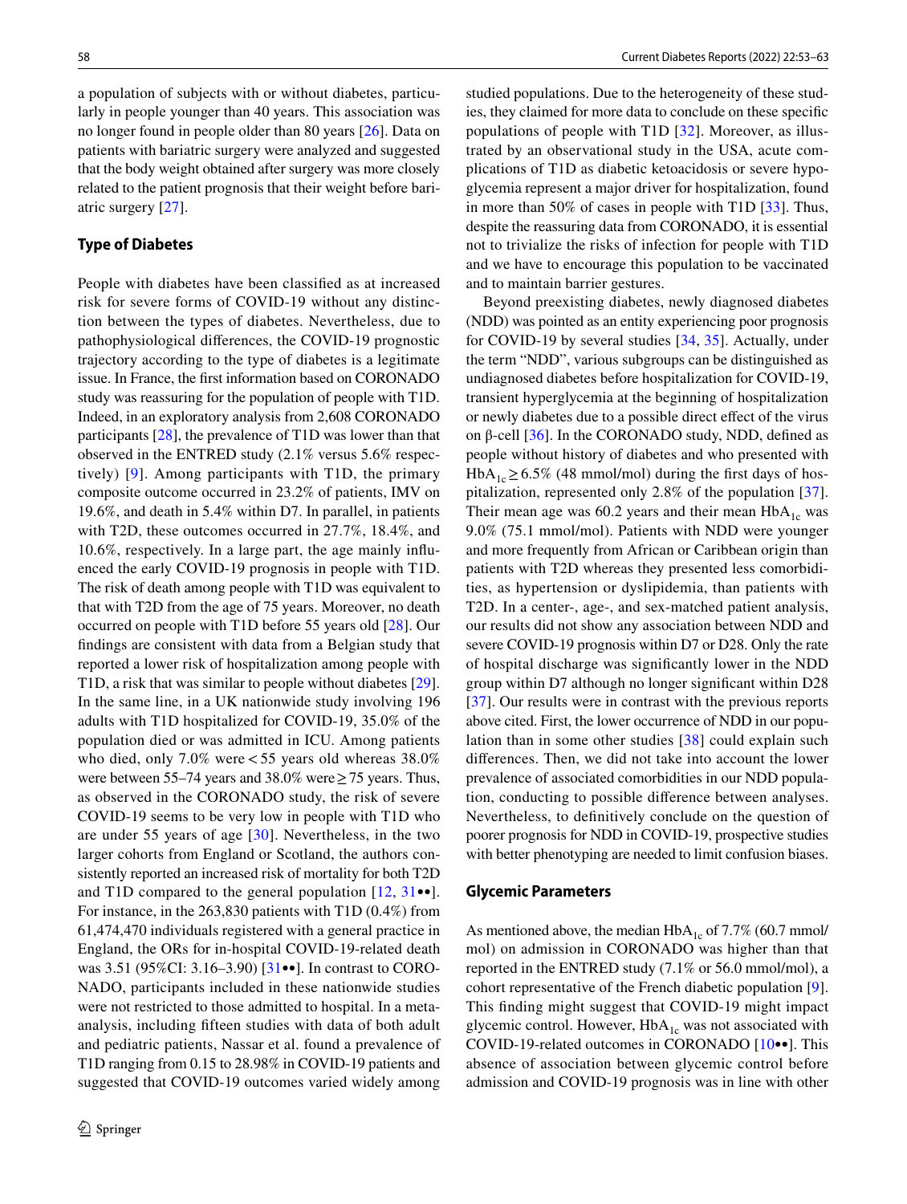a population of subjects with or without diabetes, particularly in people younger than 40 years. This association was no longer found in people older than 80 years [26]. Data on patients with bariatric surgery were analyzed and suggested that the body weight obtained after surgery was more closely related to the patient prognosis that their weight before bariatric surgery [27].

### Type of Diabetes

People with diabetes have been classified as at increased risk for severe forms of COVID-19 without any distinction between the types of diabetes. Nevertheless, due to pathophysiological differences, the COVID-19 prognostic trajectory according to the type of diabetes is a legitimate issue. In France, the first information based on CORONADO study was reassuring for the population of people with T1D. Indeed, in an exploratory analysis from 2,608 CORONADO participants [28], the prevalence of T1D was lower than that observed in the ENTRED study (2.1% versus 5.6% respectively) [9]. Among participants with T1D, the primary composite outcome occurred in 23.2% of patients, IMV on 19.6%, and death in 5.4% within D7. In parallel, in patients with T2D, these outcomes occurred in 27.7%, 18.4%, and 10.6%, respectively. In a large part, the age mainly influenced the early COVID-19 prognosis in people with T1D. The risk of death among people with T1D was equivalent to that with T2D from the age of 75 years. Moreover, no death occurred on people with T1D before 55 years old [28]. Our findings are consistent with data from a Belgian study that reported a lower risk of hospitalization among people with T1D, a risk that was similar to people without diabetes [29]. In the same line, in a UK nationwide study involving 196 adults with T1D hospitalized for COVID-19, 35.0% of the population died or was admitted in ICU. Among patients who died, only 7.0% were < 55 years old whereas 38.0% were between 55–74 years and 38.0% were ≥ 75 years. Thus, as observed in the CORONADO study, the risk of severe COVID-19 seems to be very low in people with T1D who are under 55 years of age [30]. Nevertheless, in the two larger cohorts from England or Scotland, the authors consistently reported an increased risk of mortality for both T2D and T1D compared to the general population [12, 31••]. For instance, in the 263,830 patients with T1D (0.4%) from 61,474,470 individuals registered with a general practice in England, the ORs for in-hospital COVID-19-related death was 3.51 (95%CI: 3.16–3.90) [31••]. In contrast to CORONADO, participants included in these nationwide studies were not restricted to those admitted to hospital. In a meta-analysis, including fifteen studies with data of both adult and pediatric patients, Nassar et al. found a prevalence of T1D ranging from 0.15 to 28.98% in COVID-19 patients and suggested that COVID-19 outcomes varied widely among studied populations. Due to the heterogeneity of these studies, they claimed for more data to conclude on these specific populations of people with T1D [32]. Moreover, as illustrated by an observational study in the USA, acute complications of T1D as diabetic ketoacidosis or severe hypoglycemia represent a major driver for hospitalization, found in more than 50% of cases in people with T1D [33]. Thus, despite the reassuring data from CORONADO, it is essential not to trivialize the risks of infection for people with T1D and we have to encourage this population to be vaccinated and to maintain barrier gestures.

Beyond preexisting diabetes, newly diagnosed diabetes (NDD) was pointed as an entity experiencing poor prognosis for COVID-19 by several studies [34, 35]. Actually, under the term "NDD", various subgroups can be distinguished as undiagnosed diabetes before hospitalization for COVID-19, transient hyperglycemia at the beginning of hospitalization or newly diabetes due to a possible direct effect of the virus on β-cell [36]. In the CORONADO study, NDD, defined as people without history of diabetes and who presented with $HbA_{1c} \geq 6.5\%$ (48 mmol/mol) during the first days of hospitalization, represented only 2.8% of the population [37]. Their mean age was 60.2 years and their mean $HbA_{1c}$ was 9.0% (75.1 mmol/mol). Patients with NDD were younger and more frequently from African or Caribbean origin than patients with T2D whereas they presented less comorbidities, as hypertension or dyslipidemia, than patients with T2D. In a center-, age-, and sex-matched patient analysis, our results did not show any association between NDD and severe COVID-19 prognosis within D7 or D28. Only the rate of hospital discharge was significantly lower in the NDD group within D7 although no longer significant within D28 [37]. Our results were in contrast with the previous reports above cited. First, the lower occurrence of NDD in our population than in some other studies [38] could explain such differences. Then, we did not take into account the lower prevalence of associated comorbidities in our NDD population, conducting to possible difference between analyses. Nevertheless, to definitively conclude on the question of poorer prognosis for NDD in COVID-19, prospective studies with better phenotyping are needed to limit confusion biases.

### Glycemic Parameters

As mentioned above, the median $HbA_{1c}$ of 7.7% (60.7 mmol/mol) on admission in CORONADO was higher than that reported in the ENTRED study (7.1% or 56.0 mmol/mol), a cohort representative of the French diabetic population [9]. This finding might suggest that COVID-19 might impact glycemic control. However, $HbA_{1c}$ was not associated with COVID-19-related outcomes in CORONADO [10••]. This absence of association between glycemic control before admission and COVID-19 prognosis was in line with other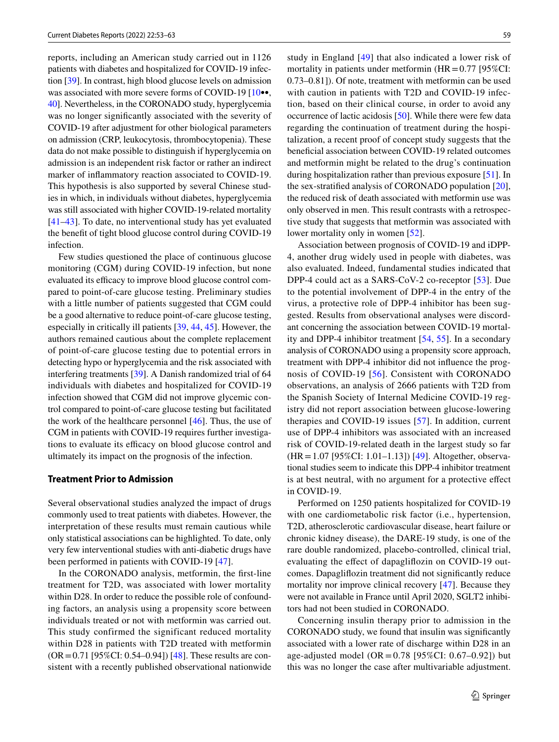reports, including an American study carried out in 1126 patients with diabetes and hospitalized for COVID-19 infection [39]. In contrast, high blood glucose levels on admission was associated with more severe forms of COVID-19 [10••, 40]. Nevertheless, in the CORONADO study, hyperglycemia was no longer significantly associated with the severity of COVID-19 after adjustment for other biological parameters on admission (CRP, leukocytosis, thrombocytopenia). These data do not make possible to distinguish if hyperglycemia on admission is an independent risk factor or rather an indirect marker of inflammatory reaction associated to COVID-19. This hypothesis is also supported by several Chinese studies in which, in individuals without diabetes, hyperglycemia was still associated with higher COVID-19-related mortality [41–43]. To date, no interventional study has yet evaluated the benefit of tight blood glucose control during COVID-19 infection.

Few studies questioned the place of continuous glucose monitoring (CGM) during COVID-19 infection, but none evaluated its efficacy to improve blood glucose control compared to point-of-care glucose testing. Preliminary studies with a little number of patients suggested that CGM could be a good alternative to reduce point-of-care glucose testing, especially in critically ill patients [39, 44, 45]. However, the authors remained cautious about the complete replacement of point-of-care glucose testing due to potential errors in detecting hypo or hyperglycemia and the risk associated with interfering treatments [39]. A Danish randomized trial of 64 individuals with diabetes and hospitalized for COVID-19 infection showed that CGM did not improve glycemic control compared to point-of-care glucose testing but facilitated the work of the healthcare personnel [46]. Thus, the use of CGM in patients with COVID-19 requires further investigations to evaluate its efficacy on blood glucose control and ultimately its impact on the prognosis of the infection.

### Treatment Prior to Admission

Several observational studies analyzed the impact of drugs commonly used to treat patients with diabetes. However, the interpretation of these results must remain cautious while only statistical associations can be highlighted. To date, only very few interventional studies with anti-diabetic drugs have been performed in patients with COVID-19 [47].

In the CORONADO analysis, metformin, the first-line treatment for T2D, was associated with lower mortality within D28. In order to reduce the possible role of confounding factors, an analysis using a propensity score between individuals treated or not with metformin was carried out. This study confirmed the significant reduced mortality within D28 in patients with T2D treated with metformin (OR = 0.71 [95%CI: 0.54–0.94]) [48]. These results are consistent with a recently published observational nationwide study in England [49] that also indicated a lower risk of mortality in patients under metformin (HR = 0.77 [95%CI: 0.73–0.81]). Of note, treatment with metformin can be used with caution in patients with T2D and COVID-19 infection, based on their clinical course, in order to avoid any occurrence of lactic acidosis [50]. While there were few data regarding the continuation of treatment during the hospitalization, a recent proof of concept study suggests that the beneficial association between COVID-19 related outcomes and metformin might be related to the drug's continuation during hospitalization rather than previous exposure [51]. In the sex-stratified analysis of CORONADO population [20], the reduced risk of death associated with metformin use was only observed in men. This result contrasts with a retrospective study that suggests that metformin was associated with lower mortality only in women [52].

Association between prognosis of COVID-19 and iDPP-4, another drug widely used in people with diabetes, was also evaluated. Indeed, fundamental studies indicated that DPP-4 could act as a SARS-CoV-2 co-receptor [53]. Due to the potential involvement of DPP-4 in the entry of the virus, a protective role of DPP-4 inhibitor has been suggested. Results from observational analyses were discordant concerning the association between COVID-19 mortality and DPP-4 inhibitor treatment [54, 55]. In a secondary analysis of CORONADO using a propensity score approach, treatment with DPP-4 inhibitor did not influence the prognosis of COVID-19 [56]. Consistent with CORONADO observations, an analysis of 2666 patients with T2D from the Spanish Society of Internal Medicine COVID-19 registry did not report association between glucose-lowering therapies and COVID-19 issues [57]. In addition, current use of DPP-4 inhibitors was associated with an increased risk of COVID-19-related death in the largest study so far (HR = 1.07 [95%CI: 1.01–1.13]) [49]. Altogether, observational studies seem to indicate this DPP-4 inhibitor treatment is at best neutral, with no argument for a protective effect in COVID-19.

Performed on 1250 patients hospitalized for COVID-19 with one cardiometabolic risk factor (i.e., hypertension, T2D, atherosclerotic cardiovascular disease, heart failure or chronic kidney disease), the DARE-19 study, is one of the rare double randomized, placebo-controlled, clinical trial, evaluating the effect of dapagliflozin on COVID-19 outcomes. Dapagliflozin treatment did not significantly reduce mortality nor improve clinical recovery [47]. Because they were not available in France until April 2020, SGLT2 inhibitors had not been studied in CORONADO.

Concerning insulin therapy prior to admission in the CORONADO study, we found that insulin was significantly associated with a lower rate of discharge within D28 in an age-adjusted model (OR = 0.78 [95%CI: 0.67–0.92]) but this was no longer the case after multivariable adjustment.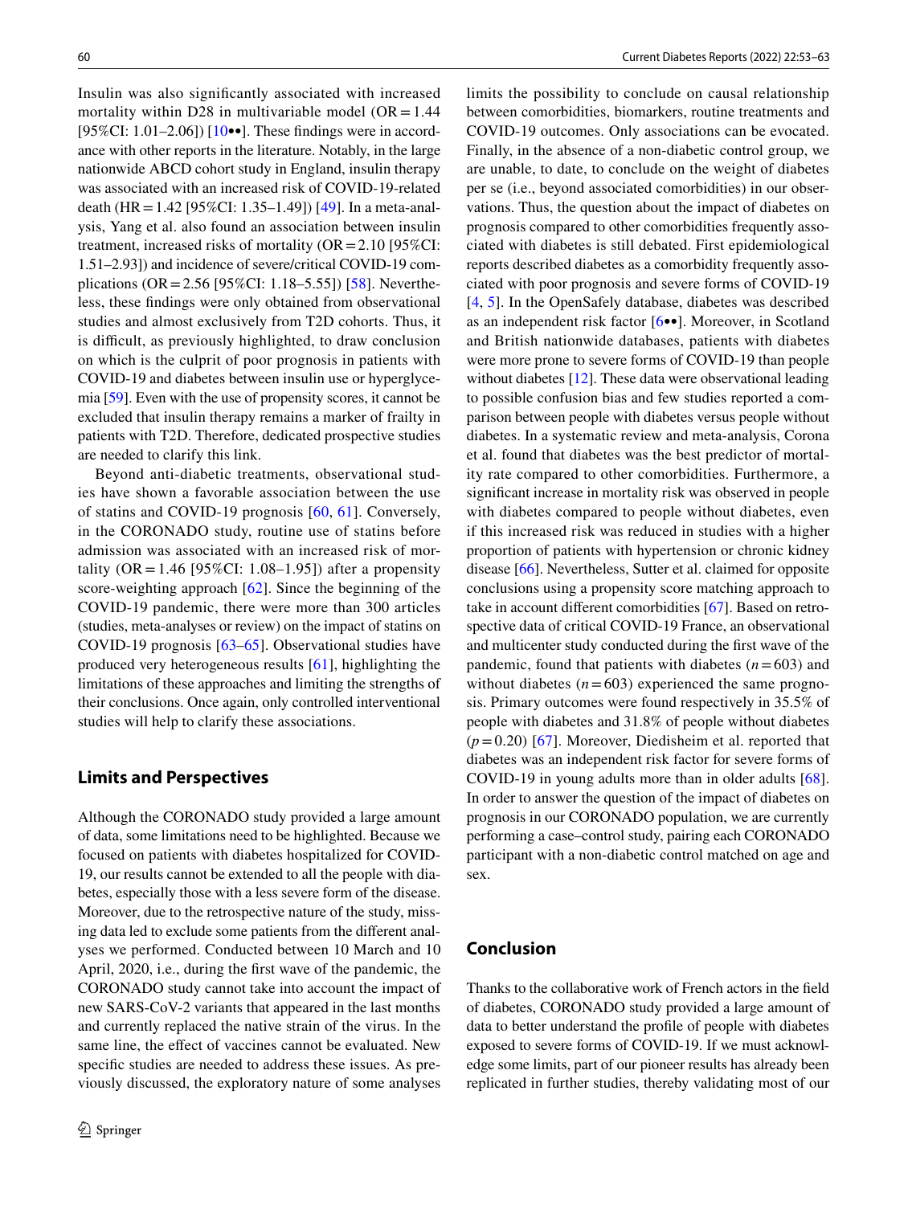Insulin was also significantly associated with increased mortality within D28 in multivariable model (OR = 1.44 [95%CI: 1.01–2.06]) [10••]. These findings were in accordance with other reports in the literature. Notably, in the large nationwide ABCD cohort study in England, insulin therapy was associated with an increased risk of COVID-19-related death (HR = 1.42 [95%CI: 1.35–1.49]) [49]. In a meta-analysis, Yang et al. also found an association between insulin treatment, increased risks of mortality (OR = 2.10 [95%CI: 1.51–2.93]) and incidence of severe/critical COVID-19 complications (OR = 2.56 [95%CI: 1.18–5.55]) [58]. Nevertheless, these findings were only obtained from observational studies and almost exclusively from T2D cohorts. Thus, it is difficult, as previously highlighted, to draw conclusion on which is the culprit of poor prognosis in patients with COVID-19 and diabetes between insulin use or hyperglycemia [59]. Even with the use of propensity scores, it cannot be excluded that insulin therapy remains a marker of frailty in patients with T2D. Therefore, dedicated prospective studies are needed to clarify this link.

Beyond anti-diabetic treatments, observational studies have shown a favorable association between the use of statins and COVID-19 prognosis [60, 61]. Conversely, in the CORONADO study, routine use of statins before admission was associated with an increased risk of mortality (OR = 1.46 [95%CI: 1.08–1.95]) after a propensity score-weighting approach [62]. Since the beginning of the COVID-19 pandemic, there were more than 300 articles (studies, meta-analyses or review) on the impact of statins on COVID-19 prognosis [63–65]. Observational studies have produced very heterogeneous results [61], highlighting the limitations of these approaches and limiting the strengths of their conclusions. Once again, only controlled interventional studies will help to clarify these associations.

## Limits and Perspectives

Although the CORONADO study provided a large amount of data, some limitations need to be highlighted. Because we focused on patients with diabetes hospitalized for COVID-19, our results cannot be extended to all the people with diabetes, especially those with a less severe form of the disease. Moreover, due to the retrospective nature of the study, missing data led to exclude some patients from the different analyses we performed. Conducted between 10 March and 10 April, 2020, i.e., during the first wave of the pandemic, the CORONADO study cannot take into account the impact of new SARS-CoV-2 variants that appeared in the last months and currently replaced the native strain of the virus. In the same line, the effect of vaccines cannot be evaluated. New specific studies are needed to address these issues. As previously discussed, the exploratory nature of some analyses limits the possibility to conclude on causal relationship between comorbidities, biomarkers, routine treatments and COVID-19 outcomes. Only associations can be evocated. Finally, in the absence of a non-diabetic control group, we are unable, to date, to conclude on the weight of diabetes per se (i.e., beyond associated comorbidities) in our observations. Thus, the question about the impact of diabetes on prognosis compared to other comorbidities frequently associated with diabetes is still debated. First epidemiological reports described diabetes as a comorbidity frequently associated with poor prognosis and severe forms of COVID-19 [4, 5]. In the OpenSafely database, diabetes was described as an independent risk factor [6••]. Moreover, in Scotland and British nationwide databases, patients with diabetes were more prone to severe forms of COVID-19 than people without diabetes [12]. These data were observational leading to possible confusion bias and few studies reported a comparison between people with diabetes versus people without diabetes. In a systematic review and meta-analysis, Corona et al. found that diabetes was the best predictor of mortality rate compared to other comorbidities. Furthermore, a significant increase in mortality risk was observed in people with diabetes compared to people without diabetes, even if this increased risk was reduced in studies with a higher proportion of patients with hypertension or chronic kidney disease [66]. Nevertheless, Sutter et al. claimed for opposite conclusions using a propensity score matching approach to take in account different comorbidities [67]. Based on retrospective data of critical COVID-19 France, an observational and multicenter study conducted during the first wave of the pandemic, found that patients with diabetes ($n = 603$) and without diabetes ($n = 603$) experienced the same prognosis. Primary outcomes were found respectively in 35.5% of people with diabetes and 31.8% of people without diabetes ($p = 0.20$) [67]. Moreover, Diedisheim et al. reported that diabetes was an independent risk factor for severe forms of COVID-19 in young adults more than in older adults [68]. In order to answer the question of the impact of diabetes on prognosis in our CORONADO population, we are currently performing a case–control study, pairing each CORONADO participant with a non-diabetic control matched on age and sex.

## Conclusion

Thanks to the collaborative work of French actors in the field of diabetes, CORONADO study provided a large amount of data to better understand the profile of people with diabetes exposed to severe forms of COVID-19. If we must acknowledge some limits, part of our pioneer results has already been replicated in further studies, thereby validating most of our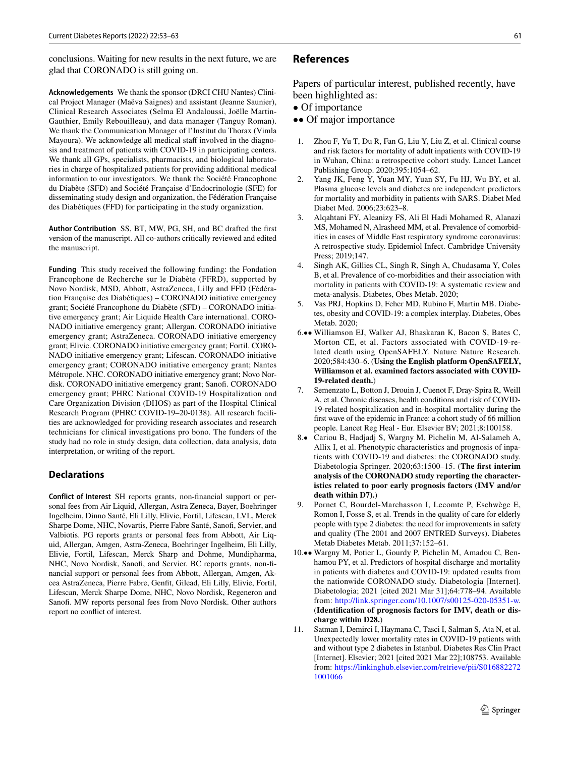conclusions. Waiting for new results in the next future, we are glad that CORONADO is still going on.

**Acknowledgements** We thank the sponsor (DRCI CHU Nantes) Clinical Project Manager (Maëva Saignes) and assistant (Jeanne Saunier), Clinical Research Associates (Selma El Andaloussi, Joëlle Martin-Gauthier, Emily Rebouilleau), and data manager (Tanguy Roman). We thank the Communication Manager of l'Institut du Thorax (Vimla Mayoura). We acknowledge all medical staff involved in the diagnosis and treatment of patients with COVID-19 in participating centers. We thank all GPs, specialists, pharmacists, and biological laboratories in charge of hospitalized patients for providing additional medical information to our investigators. We thank the Société Francophone du Diabète (SFD) and Société Française d'Endocrinologie (SFE) for disseminating study design and organization, the Fédération Française des Diabétiques (FFD) for participating in the study organization.

**Author Contribution** SS, BT, MW, PG, SH, and BC drafted the first version of the manuscript. All co-authors critically reviewed and edited the manuscript.

**Funding** This study received the following funding: the Fondation Francophone de Recherche sur le Diabète (FFRD), supported by Novo Nordisk, MSD, Abbott, AstraZeneca, Lilly and FFD (Fédération Française des Diabétiques) – CORONADO initiative emergency grant; Société Francophone du Diabète (SFD) – CORONADO initiative emergency grant; Air Liquide Health Care international. CORONADO initiative emergency grant; Allergan. CORONADO initiative emergency grant; AstraZeneca. CORONADO initiative emergency grant; Elivie. CORONADO initiative emergency grant; Fortil. CORONADO initiative emergency grant; Lifescan. CORONADO initiative emergency grant; CORONADO initiative emergency grant; Nantes Métropole. NHC. CORONADO initiative emergency grant; Novo Nordisk. CORONADO initiative emergency grant; Sanofi. CORONADO emergency grant; PHRC National COVID-19 Hospitalization and Care Organization Division (DHOS) as part of the Hospital Clinical Research Program (PHRC COVID-19–20-0138). All research facilities are acknowledged for providing research associates and research technicians for clinical investigations pro bono. The funders of the study had no role in study design, data collection, data analysis, data interpretation, or writing of the report.

## Declarations

**Conflict of Interest** SH reports grants, non-financial support or personal fees from Air Liquid, Allergan, Astra Zeneca, Bayer, Boehringer Ingelheim, Dinno Santé, Eli Lilly, Elivie, Fortil, Lifescan, LVL, Merck Sharpe Dome, NHC, Novartis, Pierre Fabre Santé, Sanofi, Servier, and Valbiotis. PG reports grants or personal fees from Abbott, Air Liquid, Allergan, Amgen, Astra-Zeneca, Boehringer Ingelheim, Eli Lilly, Elivie, Fortil, Lifescan, Merck Sharp and Dohme, Mundipharma, NHC, Novo Nordisk, Sanofi, and Servier. BC reports grants, non-financial support or personal fees from Abbott, Allergan, Amgen, Akcea AstraZeneca, Pierre Fabre, Genfit, Gilead, Eli Lilly, Elivie, Fortil, Lifescan, Merck Sharpe Dome, NHC, Novo Nordisk, Regeneron and Sanofi. MW reports personal fees from Novo Nordisk. Other authors report no conflict of interest.

## References

Papers of particular interest, published recently, have been highlighted as:
- • Of importance
- •• Of major importance

1. Zhou F, Yu T, Du R, Fan G, Liu Y, Liu Z, et al. Clinical course and risk factors for mortality of adult inpatients with COVID-19 in Wuhan, China: a retrospective cohort study. Lancet Lancet Publishing Group. 2020;395:1054–62.
2. Yang JK, Feng Y, Yuan MY, Yuan SY, Fu HJ, Wu BY, et al. Plasma glucose levels and diabetes are independent predictors for mortality and morbidity in patients with SARS. Diabet Med Diabet Med. 2006;23:623–8.
3. Alqahtani FY, Aleanizy FS, Ali El Hadi Mohamed R, Alanazi MS, Mohamed N, Alrasheed MM, et al. Prevalence of comorbidities in cases of Middle East respiratory syndrome coronavirus: A retrospective study. Epidemiol Infect. Cambridge University Press; 2019;147.
4. Singh AK, Gillies CL, Singh R, Singh A, Chudasama Y, Coles B, et al. Prevalence of co-morbidities and their association with mortality in patients with COVID-19: A systematic review and meta-analysis. Diabetes, Obes Metab. 2020;
5. Vas PRJ, Hopkins D, Feher MD, Rubino F, Martin MB. Diabetes, obesity and COVID-19: a complex interplay. Diabetes, Obes Metab. 2020;
6. •• Williamson EJ, Walker AJ, Bhaskaran K, Bacon S, Bates C, Morton CE, et al. Factors associated with COVID-19-related death using OpenSAFELY. Nature Nature Research. 2020;584:430–6. (**Using the English platform OpenSAFELY, Williamson et al. examined factors associated with COVID-19-related death.**)
7. Semenzato L, Botton J, Drouin J, Cuenot F, Dray-Spira R, Weill A, et al. Chronic diseases, health conditions and risk of COVID-19-related hospitalization and in-hospital mortality during the first wave of the epidemic in France: a cohort study of 66 million people. Lancet Reg Heal - Eur. Elsevier BV; 2021;8:100158.
8. • Cariou B, Hadjadj S, Wargny M, Pichelin M, Al-Salameh A, Allix I, et al. Phenotypic characteristics and prognosis of inpatients with COVID-19 and diabetes: the CORONADO study. Diabetologia Springer. 2020;63:1500–15. (**The first interim analysis of the CORONADO study reporting the characteristics related to poor early prognosis factors (IMV and/or death within D7).**)
9. Pornet C, Bourdel-Marchasson I, Lecomte P, Eschwège E, Romon I, Fosse S, et al. Trends in the quality of care for elderly people with type 2 diabetes: the need for improvements in safety and quality (The 2001 and 2007 ENTRED Surveys). Diabetes Metab Diabetes Metab. 2011;37:152–61.
10. •• Wargny M, Potier L, Gourdy P, Pichelin M, Amadou C, Benhamou PY, et al. Predictors of hospital discharge and mortality in patients with diabetes and COVID-19: updated results from the nationwide CORONADO study. Diabetologia [Internet]. Diabetologia; 2021 [cited 2021 Mar 31];64:778–94. Available from: http://link.springer.com/10.1007/s00125-020-05351-w. (**Identification of prognosis factors for IMV, death or discharge within D28.**)
11. Satman I, Demirci I, Haymana C, Tasci I, Salman S, Ata N, et al. Unexpectedly lower mortality rates in COVID-19 patients with and without type 2 diabetes in Istanbul. Diabetes Res Clin Pract [Internet]. Elsevier; 2021 [cited 2021 Mar 22];108753. Available from: https://linkinghub.elsevier.com/retrieve/pii/S0168822721001066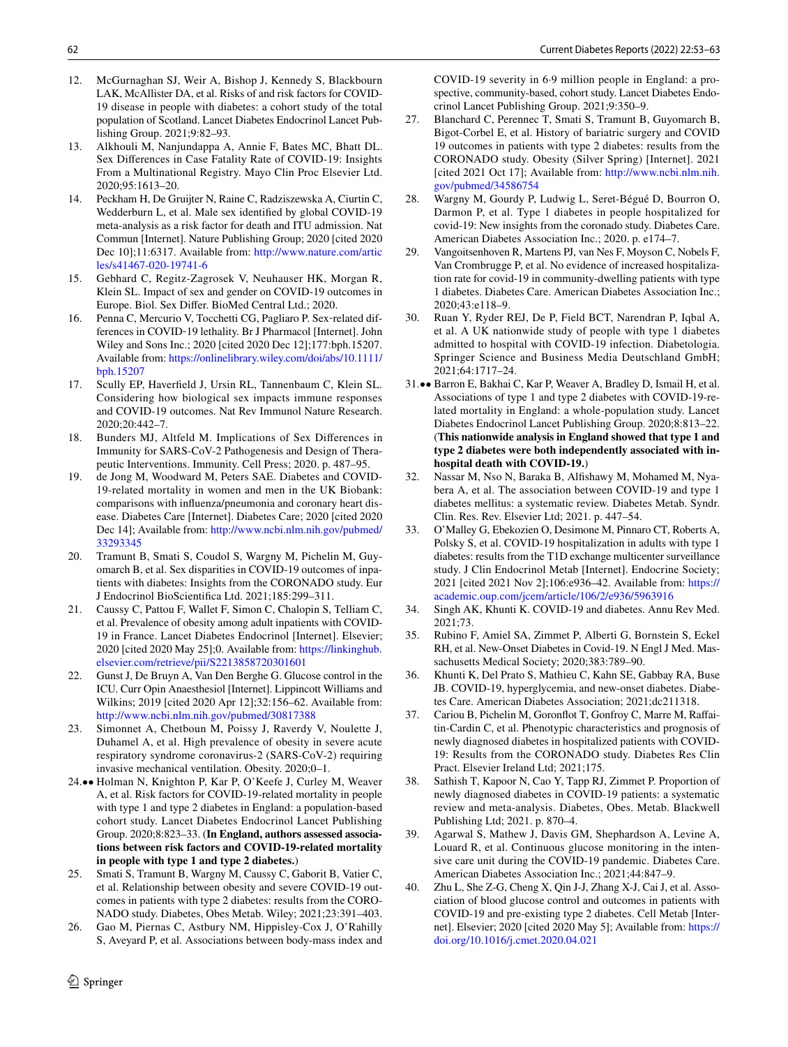12. McGurnaghan SJ, Weir A, Bishop J, Kennedy S, Blackbourn LAK, McAllister DA, et al. Risks of and risk factors for COVID-19 disease in people with diabetes: a cohort study of the total population of Scotland. Lancet Diabetes Endocrinol Lancet Publishing Group. 2021;9:82–93.
13. Alkhouli M, Nanjundappa A, Annie F, Bates MC, Bhatt DL. Sex Differences in Case Fatality Rate of COVID-19: Insights From a Multinational Registry. Mayo Clin Proc Elsevier Ltd. 2020;95:1613–20.
14. Peckham H, De Gruijter N, Raine C, Radziszewska A, Ciurtin C, Wedderburn L, et al. Male sex identified by global COVID-19 meta-analysis as a risk factor for death and ITU admission. Nat Commun [Internet]. Nature Publishing Group; 2020 [cited 2020 Dec 10];11:6317. Available from: http://www.nature.com/articles/s41467-020-19741-6
15. Gebhard C, Regitz-Zagrosek V, Neuhauser HK, Morgan R, Klein SL. Impact of sex and gender on COVID-19 outcomes in Europe. Biol. Sex Differ. BioMed Central Ltd.; 2020.
16. Penna C, Mercurio V, Tocchetti CG, Pagliaro P. Sex-related differences in COVID-19 lethality. Br J Pharmacol [Internet]. John Wiley and Sons Inc.; 2020 [cited 2020 Dec 12];177:bph.15207. Available from: https://onlinelibrary.wiley.com/doi/abs/10.1111/bph.15207
17. Scully EP, Haverfield J, Ursin RL, Tannenbaum C, Klein SL. Considering how biological sex impacts immune responses and COVID-19 outcomes. Nat Rev Immunol Nature Research. 2020;20:442–7.
18. Bunders MJ, Altfeld M. Implications of Sex Differences in Immunity for SARS-CoV-2 Pathogenesis and Design of Therapeutic Interventions. Immunity. Cell Press; 2020. p. 487–95.
19. de Jong M, Woodward M, Peters SAE. Diabetes and COVID-19-related mortality in women and men in the UK Biobank: comparisons with influenza/pneumonia and coronary heart disease. Diabetes Care [Internet]. Diabetes Care; 2020 [cited 2020 Dec 14]; Available from: http://www.ncbi.nlm.nih.gov/pubmed/33293345
20. Tramunt B, Smati S, Coudol S, Wargny M, Pichelin M, Guyomarch B, et al. Sex disparities in COVID-19 outcomes of inpatients with diabetes: Insights from the CORONADO study. Eur J Endocrinol BioScientifica Ltd. 2021;185:299–311.
21. Caussy C, Pattou F, Wallet F, Simon C, Chalopin S, Telliam C, et al. Prevalence of obesity among adult inpatients with COVID-19 in France. Lancet Diabetes Endocrinol [Internet]. Elsevier; 2020 [cited 2020 May 25];0. Available from: https://linkinghub.elsevier.com/retrieve/pii/S2213858720301601
22. Gunst J, De Bruyn A, Van Den Berghe G. Glucose control in the ICU. Curr Opin Anaesthesiol [Internet]. Lippincott Williams and Wilkins; 2019 [cited 2020 Apr 12];32:156–62. Available from: http://www.ncbi.nlm.nih.gov/pubmed/30817388
23. Simonnet A, Chetboun M, Poissy J, Raverdy V, Noulette J, Duhamel A, et al. High prevalence of obesity in severe acute respiratory syndrome coronavirus-2 (SARS-CoV-2) requiring invasive mechanical ventilation. Obesity. 2020;0–1.
24. •• Holman N, Knighton P, Kar P, O'Keefe J, Curley M, Weaver A, et al. Risk factors for COVID-19-related mortality in people with type 1 and type 2 diabetes in England: a population-based cohort study. Lancet Diabetes Endocrinol Lancet Publishing Group. 2020;8:823–33. (**In England, authors assessed associations between risk factors and COVID-19-related mortality in people with type 1 and type 2 diabetes.**)
25. Smati S, Tramunt B, Wargny M, Caussy C, Gaborit B, Vatier C, et al. Relationship between obesity and severe COVID-19 outcomes in patients with type 2 diabetes: results from the CORONADO study. Diabetes, Obes Metab. Wiley; 2021;23:391–403.
26. Gao M, Piernas C, Astbury NM, Hippisley-Cox J, O'Rahilly S, Aveyard P, et al. Associations between body-mass index and COVID-19 severity in 6·9 million people in England: a prospective, community-based, cohort study. Lancet Diabetes Endocrinol Lancet Publishing Group. 2021;9:350–9.
27. Blanchard C, Perennec T, Smati S, Tramunt B, Guyomarch B, Bigot-Corbel E, et al. History of bariatric surgery and COVID 19 outcomes in patients with type 2 diabetes: results from the CORONADO study. Obesity (Silver Spring) [Internet]. 2021 [cited 2021 Oct 17]; Available from: http://www.ncbi.nlm.nih.gov/pubmed/34586754
28. Wargny M, Gourdy P, Ludwig L, Seret-Bégué D, Bourron O, Darmon P, et al. Type 1 diabetes in people hospitalized for covid-19: New insights from the coronado study. Diabetes Care. American Diabetes Association Inc.; 2020. p. e174–7.
29. Vangoitsenhoven R, Martens PJ, van Nes F, Moyson C, Nobels F, Van Crombrugge P, et al. No evidence of increased hospitalization rate for covid-19 in community-dwelling patients with type 1 diabetes. Diabetes Care. American Diabetes Association Inc.; 2020;43:e118–9.
30. Ruan Y, Ryder REJ, De P, Field BCT, Narendran P, Iqbal A, et al. A UK nationwide study of people with type 1 diabetes admitted to hospital with COVID-19 infection. Diabetologia. Springer Science and Business Media Deutschland GmbH; 2021;64:1717–24.
31. •• Barron E, Bakhai C, Kar P, Weaver A, Bradley D, Ismail H, et al. Associations of type 1 and type 2 diabetes with COVID-19-related mortality in England: a whole-population study. Lancet Diabetes Endocrinol Lancet Publishing Group. 2020;8:813–22. (**This nationwide analysis in England showed that type 1 and type 2 diabetes were both independently associated with in-hospital death with COVID-19.**)
32. Nassar M, Nso N, Baraka B, Alfishawy M, Mohamed M, Nyabera A, et al. The association between COVID-19 and type 1 diabetes mellitus: a systematic review. Diabetes Metab. Syndr. Clin. Res. Rev. Elsevier Ltd; 2021. p. 447–54.
33. O'Malley G, Ebekozien O, Desimone M, Pinnaro CT, Roberts A, Polsky S, et al. COVID-19 hospitalization in adults with type 1 diabetes: results from the T1D exchange multicenter surveillance study. J Clin Endocrinol Metab [Internet]. Endocrine Society; 2021 [cited 2021 Nov 2];106:e936–42. Available from: https://academic.oup.com/jcem/article/106/2/e936/5963916
34. Singh AK, Khunti K. COVID-19 and diabetes. Annu Rev Med. 2021;73.
35. Rubino F, Amiel SA, Zimmet P, Alberti G, Bornstein S, Eckel RH, et al. New-Onset Diabetes in Covid-19. N Engl J Med. Massachusetts Medical Society; 2020;383:789–90.
36. Khunti K, Del Prato S, Mathieu C, Kahn SE, Gabbay RA, Buse JB. COVID-19, hyperglycemia, and new-onset diabetes. Diabetes Care. American Diabetes Association; 2021;dc211318.
37. Cariou B, Pichelin M, Goronflot T, Gonfroy C, Marre M, Raffaitin-Cardin C, et al. Phenotypic characteristics and prognosis of newly diagnosed diabetes in hospitalized patients with COVID-19: Results from the CORONADO study. Diabetes Res Clin Pract. Elsevier Ireland Ltd; 2021;175.
38. Sathish T, Kapoor N, Cao Y, Tapp RJ, Zimmet P. Proportion of newly diagnosed diabetes in COVID-19 patients: a systematic review and meta-analysis. Diabetes, Obes. Metab. Blackwell Publishing Ltd; 2021. p. 870–4.
39. Agarwal S, Mathew J, Davis GM, Shephardson A, Levine A, Louard R, et al. Continuous glucose monitoring in the intensive care unit during the COVID-19 pandemic. Diabetes Care. American Diabetes Association Inc.; 2021;44:847–9.
40. Zhu L, She Z-G, Cheng X, Qin J-J, Zhang X-J, Cai J, et al. Association of blood glucose control and outcomes in patients with COVID-19 and pre-existing type 2 diabetes. Cell Metab [Internet]. Elsevier; 2020 [cited 2020 May 5]; Available from: https://doi.org/10.1016/j.cmet.2020.04.021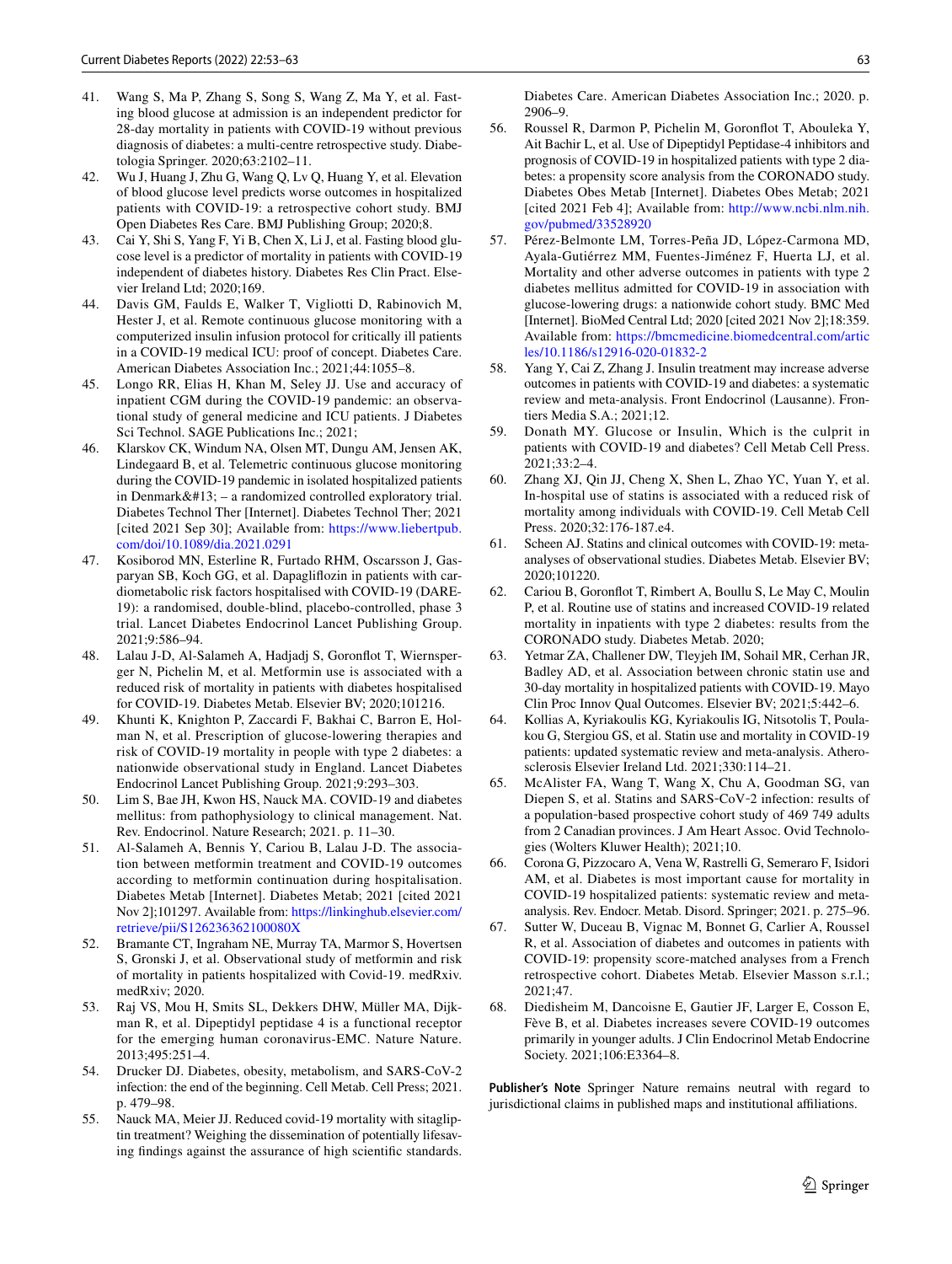41. Wang S, Ma P, Zhang S, Song S, Wang Z, Ma Y, et al. Fasting blood glucose at admission is an independent predictor for 28-day mortality in patients with COVID-19 without previous diagnosis of diabetes: a multi-centre retrospective study. Diabetologia Springer. 2020;63:2102–11.
42. Wu J, Huang J, Zhu G, Wang Q, Lv Q, Huang Y, et al. Elevation of blood glucose level predicts worse outcomes in hospitalized patients with COVID-19: a retrospective cohort study. BMJ Open Diabetes Res Care. BMJ Publishing Group; 2020;8.
43. Cai Y, Shi S, Yang F, Yi B, Chen X, Li J, et al. Fasting blood glucose level is a predictor of mortality in patients with COVID-19 independent of diabetes history. Diabetes Res Clin Pract. Elsevier Ireland Ltd; 2020;169.
44. Davis GM, Faulds E, Walker T, Vigliotti D, Rabinovich M, Hester J, et al. Remote continuous glucose monitoring with a computerized insulin infusion protocol for critically ill patients in a COVID-19 medical ICU: proof of concept. Diabetes Care. American Diabetes Association Inc.; 2021;44:1055–8.
45. Longo RR, Elias H, Khan M, Seley JJ. Use and accuracy of inpatient CGM during the COVID-19 pandemic: an observational study of general medicine and ICU patients. J Diabetes Sci Technol. SAGE Publications Inc.; 2021;
46. Klarskov CK, Windum NA, Olsen MT, Dungu AM, Jensen AK, Lindegaard B, et al. Telemetric continuous glucose monitoring during the COVID-19 pandemic in isolated hospitalized patients in Denmark&#13; – a randomized controlled exploratory trial. Diabetes Technol Ther [Internet]. Diabetes Technol Ther; 2021 [cited 2021 Sep 30]; Available from: https://www.liebertpub.com/doi/10.1089/dia.2021.0291
47. Kosiborod MN, Esterline R, Furtado RHM, Oscarsson J, Gasparyan SB, Koch GG, et al. Dapagliflozin in patients with cardiometabolic risk factors hospitalised with COVID-19 (DARE-19): a randomised, double-blind, placebo-controlled, phase 3 trial. Lancet Diabetes Endocrinol Lancet Publishing Group. 2021;9:586–94.
48. Lalau J-D, Al-Salameh A, Hadjadj S, Goronflot T, Wiernsperger N, Pichelin M, et al. Metformin use is associated with a reduced risk of mortality in patients with diabetes hospitalised for COVID-19. Diabetes Metab. Elsevier BV; 2020;101216.
49. Khunti K, Knighton P, Zaccardi F, Bakhai C, Barron E, Holman N, et al. Prescription of glucose-lowering therapies and risk of COVID-19 mortality in people with type 2 diabetes: a nationwide observational study in England. Lancet Diabetes Endocrinol Lancet Publishing Group. 2021;9:293–303.
50. Lim S, Bae JH, Kwon HS, Nauck MA. COVID-19 and diabetes mellitus: from pathophysiology to clinical management. Nat. Rev. Endocrinol. Nature Research; 2021. p. 11–30.
51. Al-Salameh A, Bennis Y, Cariou B, Lalau J-D. The association between metformin treatment and COVID-19 outcomes according to metformin continuation during hospitalisation. Diabetes Metab [Internet]. Diabetes Metab; 2021 [cited 2021 Nov 2];101297. Available from: https://linkinghub.elsevier.com/retrieve/pii/S126236362100080X
52. Bramante CT, Ingraham NE, Murray TA, Marmor S, Hovertsen S, Gronski J, et al. Observational study of metformin and risk of mortality in patients hospitalized with Covid-19. medRxiv. medRxiv; 2020.
53. Raj VS, Mou H, Smits SL, Dekkers DHW, Müller MA, Dijkman R, et al. Dipeptidyl peptidase 4 is a functional receptor for the emerging human coronavirus-EMC. Nature Nature. 2013;495:251–4.
54. Drucker DJ. Diabetes, obesity, metabolism, and SARS-CoV-2 infection: the end of the beginning. Cell Metab. Cell Press; 2021. p. 479–98.
55. Nauck MA, Meier JJ. Reduced covid-19 mortality with sitagliptin treatment? Weighing the dissemination of potentially lifesaving findings against the assurance of high scientific standards. Diabetes Care. American Diabetes Association Inc.; 2020. p. 2906–9.
56. Roussel R, Darmon P, Pichelin M, Goronflot T, Abouleka Y, Ait Bachir L, et al. Use of Dipeptidyl Peptidase-4 inhibitors and prognosis of COVID-19 in hospitalized patients with type 2 diabetes: a propensity score analysis from the CORONADO study. Diabetes Obes Metab [Internet]. Diabetes Obes Metab; 2021 [cited 2021 Feb 4]; Available from: http://www.ncbi.nlm.nih.gov/pubmed/33528920
57. Pérez-Belmonte LM, Torres-Peña JD, López-Carmona MD, Ayala-Gutiérrez MM, Fuentes-Jiménez F, Huerta LJ, et al. Mortality and other adverse outcomes in patients with type 2 diabetes mellitus admitted for COVID-19 in association with glucose-lowering drugs: a nationwide cohort study. BMC Med [Internet]. BioMed Central Ltd; 2020 [cited 2021 Nov 2];18:359. Available from: https://bmcmedicine.biomedcentral.com/articles/10.1186/s12916-020-01832-2
58. Yang Y, Cai Z, Zhang J. Insulin treatment may increase adverse outcomes in patients with COVID-19 and diabetes: a systematic review and meta-analysis. Front Endocrinol (Lausanne). Frontiers Media S.A.; 2021;12.
59. Donath MY. Glucose or Insulin, Which is the culprit in patients with COVID-19 and diabetes? Cell Metab Cell Press. 2021;33:2–4.
60. Zhang XJ, Qin JJ, Cheng X, Shen L, Zhao YC, Yuan Y, et al. In-hospital use of statins is associated with a reduced risk of mortality among individuals with COVID-19. Cell Metab Cell Press. 2020;32:176-187.e4.
61. Scheen AJ. Statins and clinical outcomes with COVID-19: meta-analyses of observational studies. Diabetes Metab. Elsevier BV; 2020;101220.
62. Cariou B, Goronflot T, Rimbert A, Boullu S, Le May C, Moulin P, et al. Routine use of statins and increased COVID-19 related mortality in inpatients with type 2 diabetes: results from the CORONADO study. Diabetes Metab. 2020;
63. Yetmar ZA, Challener DW, Tleyjeh IM, Sohail MR, Cerhan JR, Badley AD, et al. Association between chronic statin use and 30-day mortality in hospitalized patients with COVID-19. Mayo Clin Proc Innov Qual Outcomes. Elsevier BV; 2021;5:442–6.
64. Kollias A, Kyriakoulis KG, Kyriakoulis IG, Nitsotolis T, Poulakou G, Stergiou GS, et al. Statin use and mortality in COVID-19 patients: updated systematic review and meta-analysis. Atherosclerosis Elsevier Ireland Ltd. 2021;330:114–21.
65. McAlister FA, Wang T, Wang X, Chu A, Goodman SG, van Diepen S, et al. Statins and SARS-CoV-2 infection: results of a population-based prospective cohort study of 469 749 adults from 2 Canadian provinces. J Am Heart Assoc. Ovid Technologies (Wolters Kluwer Health); 2021;10.
66. Corona G, Pizzocaro A, Vena W, Rastrelli G, Semeraro F, Isidori AM, et al. Diabetes is most important cause for mortality in COVID-19 hospitalized patients: systematic review and meta-analysis. Rev. Endocr. Metab. Disord. Springer; 2021. p. 275–96.
67. Sutter W, Duceau B, Vignac M, Bonnet G, Carlier A, Roussel R, et al. Association of diabetes and outcomes in patients with COVID-19: propensity score-matched analyses from a French retrospective cohort. Diabetes Metab. Elsevier Masson s.r.l.; 2021;47.
68. Diedisheim M, Dancoisne E, Gautier JF, Larger E, Cosson E, Fève B, et al. Diabetes increases severe COVID-19 outcomes primarily in younger adults. J Clin Endocrinol Metab Endocrine Society. 2021;106:E3364–8.

**Publisher's Note** Springer Nature remains neutral with regard to jurisdictional claims in published maps and institutional affiliations.